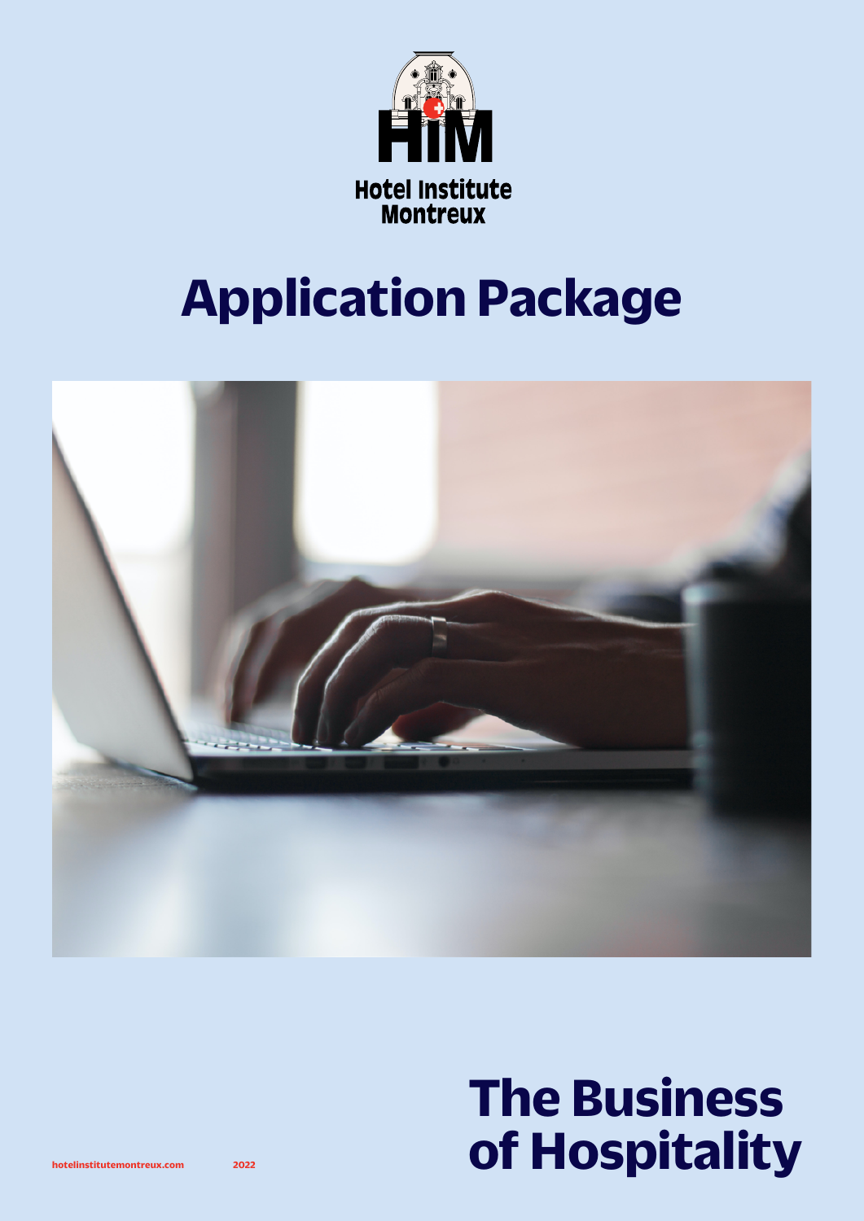Hotel Institute Montreux

# Application Package

# The Business of Hospitality

hotelinstitutemontreux.com

2022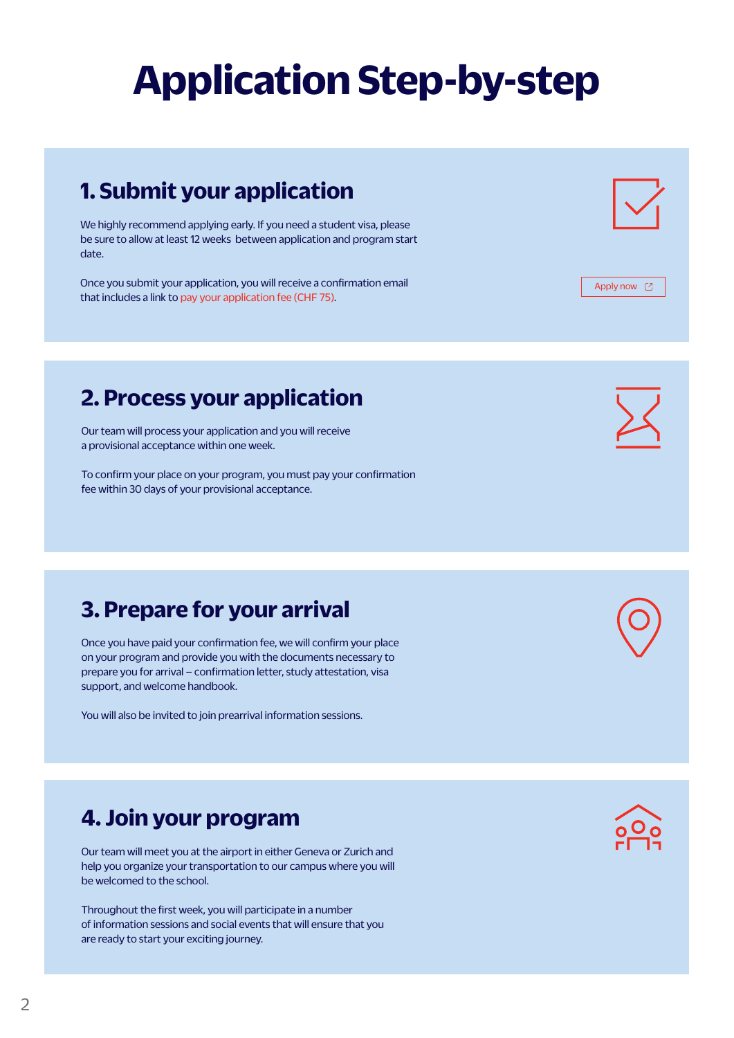# Application Step-by-step

## 1. Submit your application

We highly recommend applying early. If you need a student visa, please be sure to allow at least 12 weeks between application and program start date.

Once you submit your application, you will receive a confirmation email that includes a link to pay your application fee (CHF 75).

Apply now

## 2. Process your application

Our team will process your application and you will receive a provisional acceptance within one week.

To confirm your place on your program, you must pay your confirmation fee within 30 days of your provisional acceptance.

## 3. Prepare for your arrival

Once you have paid your confirmation fee, we will confirm your place on your program and provide you with the documents necessary to prepare you for arrival – confirmation letter, study attestation, visa support, and welcome handbook.

You will also be invited to join prearrival information sessions.

## 4. Join your program

Our team will meet you at the airport in either Geneva or Zurich and help you organize your transportation to our campus where you will be welcomed to the school.

Throughout the first week, you will participate in a number of information sessions and social events that will ensure that you are ready to start your exciting journey.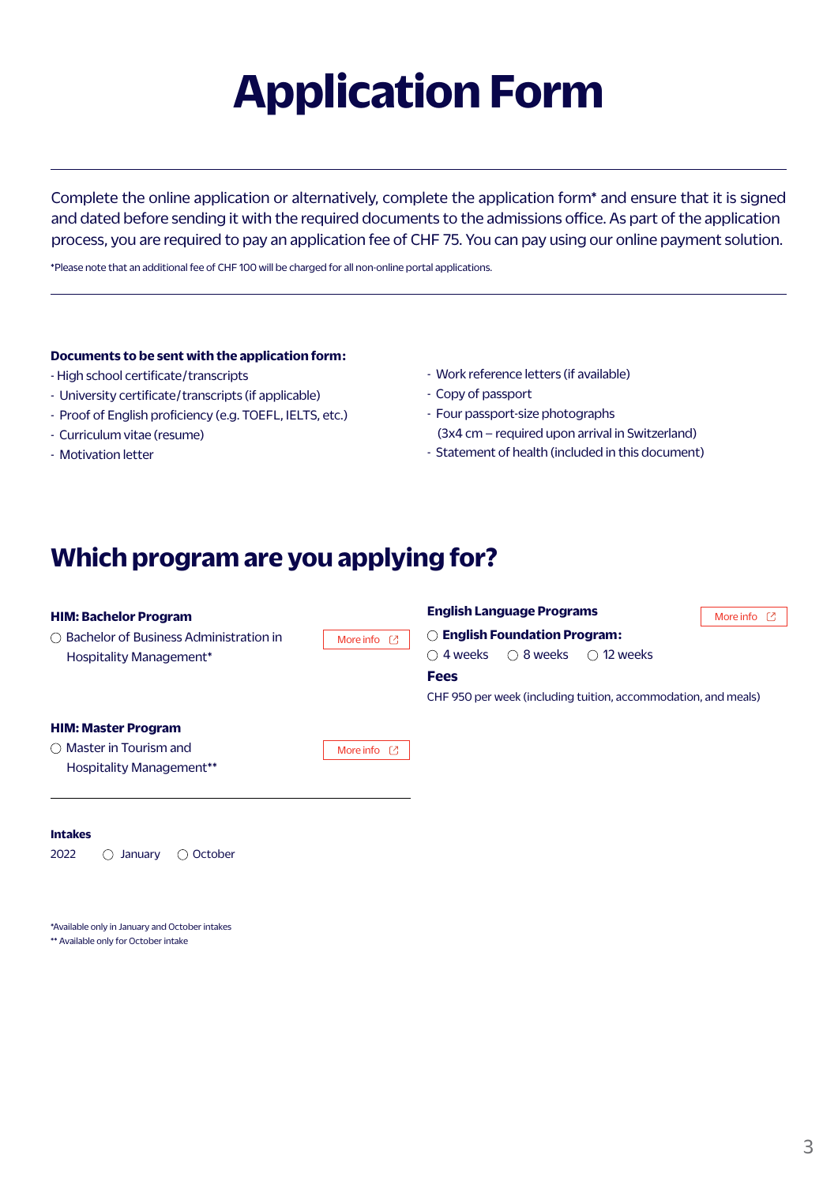# Application Form

Complete the online application or alternatively, complete the application form* and ensure that it is signed and dated before sending it with the required documents to the admissions office. As part of the application process, you are required to pay an application fee of CHF 75. You can pay using our online payment solution.

*Please note that an additional fee of CHF 100 will be charged for all non-online portal applications.

**Documents to be sent with the application form:**

- High school certificate/transcripts
- University certificate/transcripts (if applicable)
- Proof of English proficiency (e.g. TOEFL, IELTS, etc.)
- Curriculum vitae (resume)
- Motivation letter
- Work reference letters (if available)
- Copy of passport
- Four passport-size photographs (3x4 cm – required upon arrival in Switzerland)
- Statement of health (included in this document)

## Which program are you applying for?

**HIM: Bachelor Program**

○ Bachelor of Business Administration in Hospitality Management*

More info

**HIM: Master Program**

○ Master in Tourism and Hospitality Management**

More info

**Intakes**

2022 ○ January ○ October

**English Language Programs**

More info

○ **English Foundation Program:**

○ 4 weeks ○ 8 weeks ○ 12 weeks

**Fees**

CHF 950 per week (including tuition, accommodation, and meals)

*Available only in January and October intakes
** Available only for October intake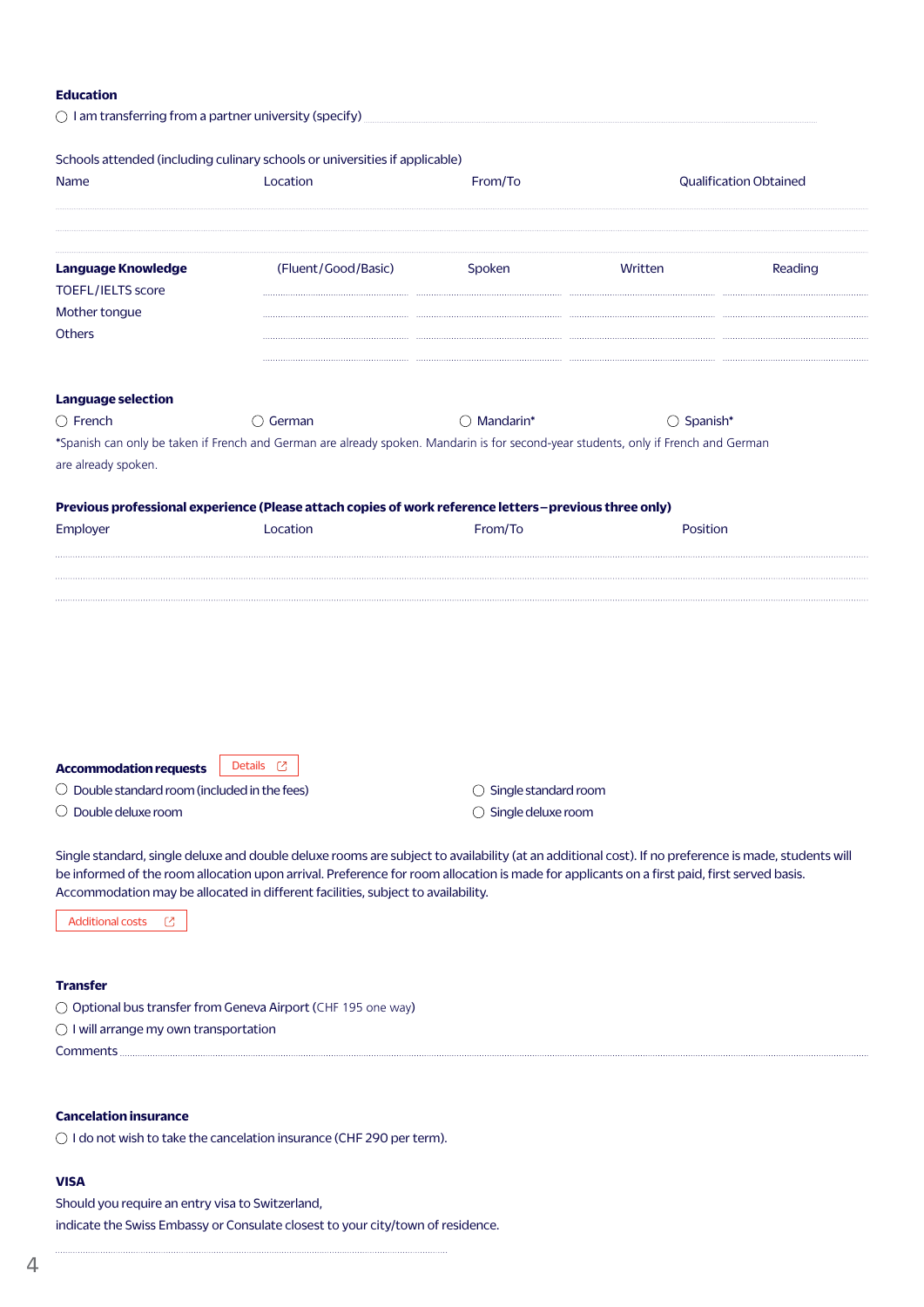## Education

○ I am transferring from a partner university (specify) ..............................

Schools attended (including culinary schools or universities if applicable)

| Name | Location | From/To | Qualification Obtained |
|---|---|---|---|
| | | | |
| | | | |

| Language Knowledge | (Fluent/Good/Basic) | Spoken | Written | Reading |
|---|---|---|---|---|
| TOEFL/IELTS score | | | | |
| Mother tongue | | | | |
| Others | | | | |
| | | | | |

## Language selection

○ French ○ German ○ Mandarin* ○ Spanish*

*Spanish can only be taken if French and German are already spoken. Mandarin is for second-year students, only if French and German are already spoken.

## Previous professional experience (Please attach copies of work reference letters – previous three only)

| Employer | Location | From/To | Position |
|---|---|---|---|
| | | | |
| | | | |
| | | | |

## Accommodation requests

Details

○ Double standard room (included in the fees)
○ Double deluxe room
○ Single standard room
○ Single deluxe room

Single standard, single deluxe and double deluxe rooms are subject to availability (at an additional cost). If no preference is made, students will be informed of the room allocation upon arrival. Preference for room allocation is made for applicants on a first paid, first served basis. Accommodation may be allocated in different facilities, subject to availability.

Additional costs

## Transfer

○ Optional bus transfer from Geneva Airport (CHF 195 one way)
○ I will arrange my own transportation

Comments ..............................

## Cancelation insurance

○ I do not wish to take the cancelation insurance (CHF 290 per term).

## VISA

Should you require an entry visa to Switzerland,
indicate the Swiss Embassy or Consulate closest to your city/town of residence.

..............................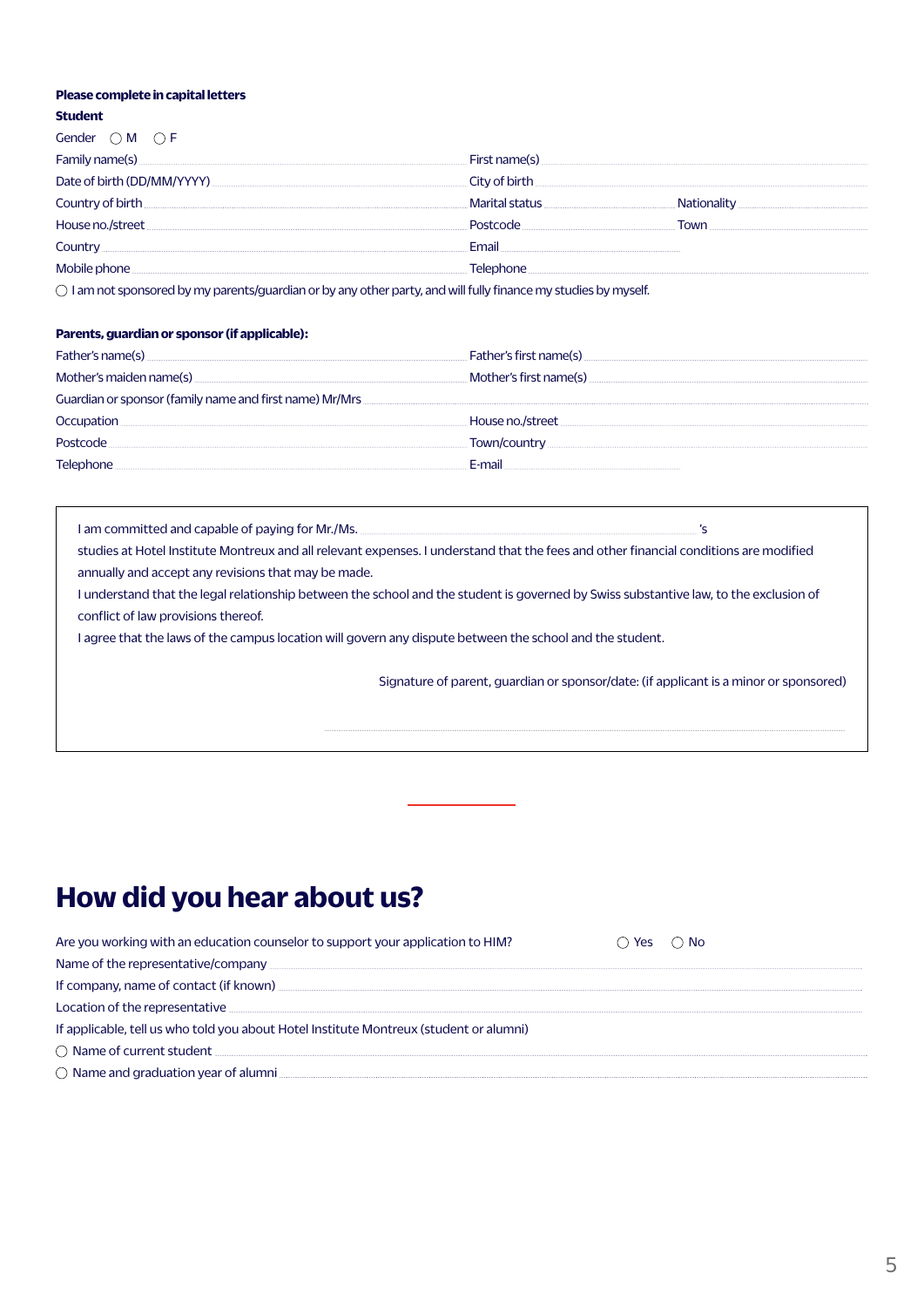**Please complete in capital letters**

**Student**

Gender ◯ M ◯ F

Family name(s) ........................................ First name(s) ........................................

Date of birth (DD/MM/YYYY) ........................................ City of birth ........................................

Country of birth ........................................ Marital status ........................................ Nationality ........................................

House no./street ........................................ Postcode ........................................ Town ........................................

Country ........................................ Email ........................................

Mobile phone ........................................ Telephone ........................................

◯ I am not sponsored by my parents/guardian or by any other party, and will fully finance my studies by myself.

**Parents, guardian or sponsor (if applicable):**

Father's name(s) ........................................ Father's first name(s) ........................................

Mother's maiden name(s) ........................................ Mother's first name(s) ........................................

Guardian or sponsor (family name and first name) Mr/Mrs ........................................

Occupation ........................................ House no./street ........................................

Postcode ........................................ Town/country ........................................

Telephone ........................................ E-mail ........................................

I am committed and capable of paying for Mr./Ms. ........................................'s studies at Hotel Institute Montreux and all relevant expenses. I understand that the fees and other financial conditions are modified annually and accept any revisions that may be made.

I understand that the legal relationship between the school and the student is governed by Swiss substantive law, to the exclusion of conflict of law provisions thereof.

I agree that the laws of the campus location will govern any dispute between the school and the student.

Signature of parent, guardian or sponsor/date: (if applicant is a minor or sponsored)

........................................

# How did you hear about us?

Are you working with an education counselor to support your application to HIM? ◯ Yes ◯ No

Name of the representative/company ........................................

If company, name of contact (if known) ........................................

Location of the representative ........................................

If applicable, tell us who told you about Hotel Institute Montreux (student or alumni)

◯ Name of current student ........................................

◯ Name and graduation year of alumni ........................................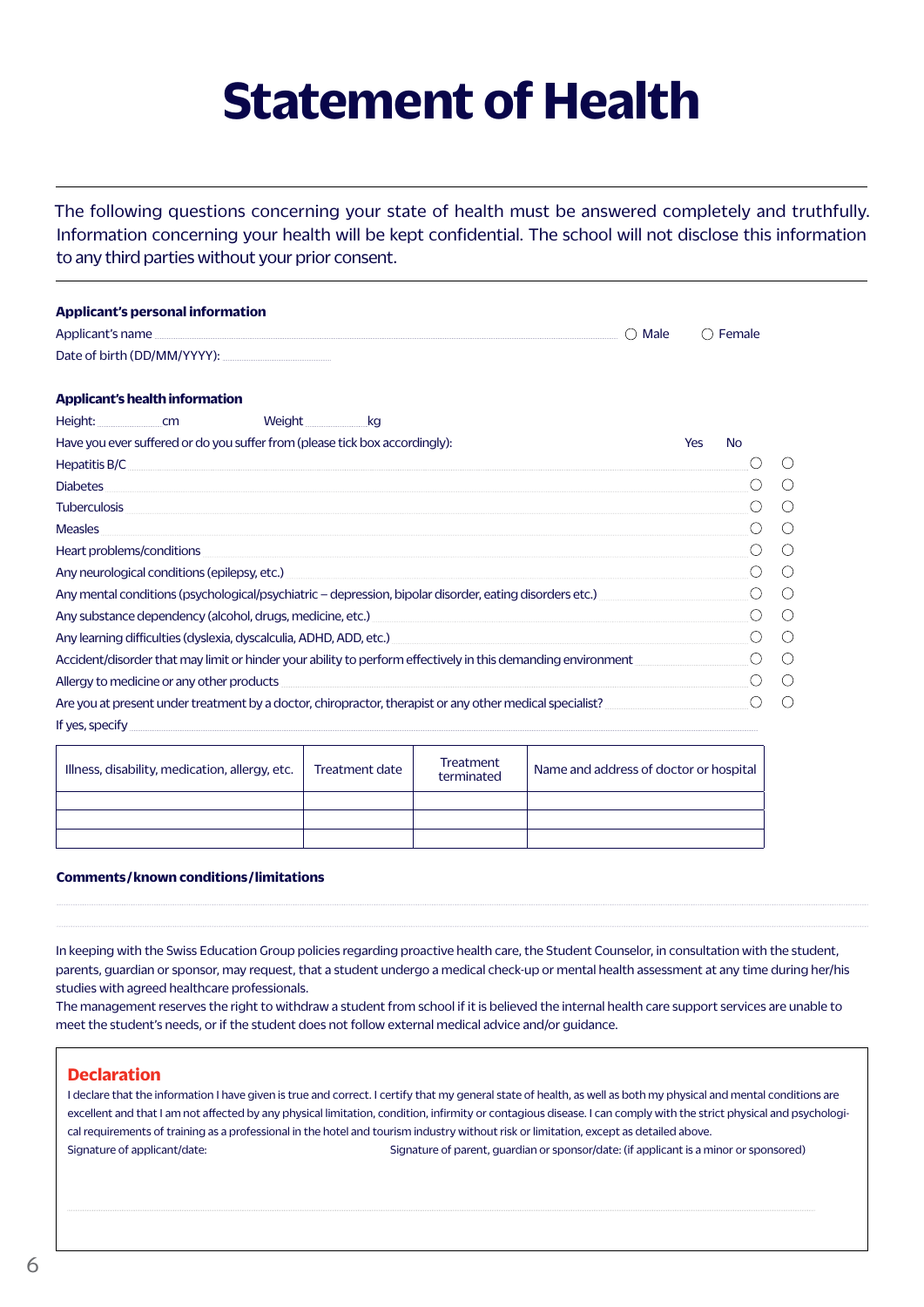# Statement of Health

The following questions concerning your state of health must be answered completely and truthfully. Information concerning your health will be kept confidential. The school will not disclose this information to any third parties without your prior consent.

**Applicant's personal information**

Applicant's name .................................................................................................................. ◯ Male ◯ Female

Date of birth (DD/MM/YYYY): ..............................

**Applicant's health information**

Height: .............. cm Weight .............. kg

| Have you ever suffered or do you suffer from (please tick box accordingly): | Yes | No |
|---|---|---|
| Hepatitis B/C | ◯ | ◯ |
| Diabetes | ◯ | ◯ |
| Tuberculosis | ◯ | ◯ |
| Measles | ◯ | ◯ |
| Heart problems/conditions | ◯ | ◯ |
| Any neurological conditions (epilepsy, etc.) | ◯ | ◯ |
| Any mental conditions (psychological/psychiatric – depression, bipolar disorder, eating disorders etc.) | ◯ | ◯ |
| Any substance dependency (alcohol, drugs, medicine, etc.) | ◯ | ◯ |
| Any learning difficulties (dyslexia, dyscalculia, ADHD, ADD, etc.) | ◯ | ◯ |
| Accident/disorder that may limit or hinder your ability to perform effectively in this demanding environment | ◯ | ◯ |
| Allergy to medicine or any other products | ◯ | ◯ |
| Are you at present under treatment by a doctor, chiropractor, therapist or any other medical specialist? | ◯ | ◯ |

If yes, specify ..................................................................................................................................

| Illness, disability, medication, allergy, etc. | Treatment date | Treatment terminated | Name and address of doctor or hospital |
|---|---|---|---|
| | | | |
| | | | |
| | | | |

**Comments/known conditions/limitations**

..................................................................................................................................

..................................................................................................................................

In keeping with the Swiss Education Group policies regarding proactive health care, the Student Counselor, in consultation with the student, parents, guardian or sponsor, may request, that a student undergo a medical check-up or mental health assessment at any time during her/his studies with agreed healthcare professionals.

The management reserves the right to withdraw a student from school if it is believed the internal health care support services are unable to meet the student's needs, or if the student does not follow external medical advice and/or guidance.

## Declaration

I declare that the information I have given is true and correct. I certify that my general state of health, as well as both my physical and mental conditions are excellent and that I am not affected by any physical limitation, condition, infirmity or contagious disease. I can comply with the strict physical and psychological requirements of training as a professional in the hotel and tourism industry without risk or limitation, except as detailed above.

Signature of applicant/date: Signature of parent, guardian or sponsor/date: (if applicant is a minor or sponsored)

..................................................................................................................................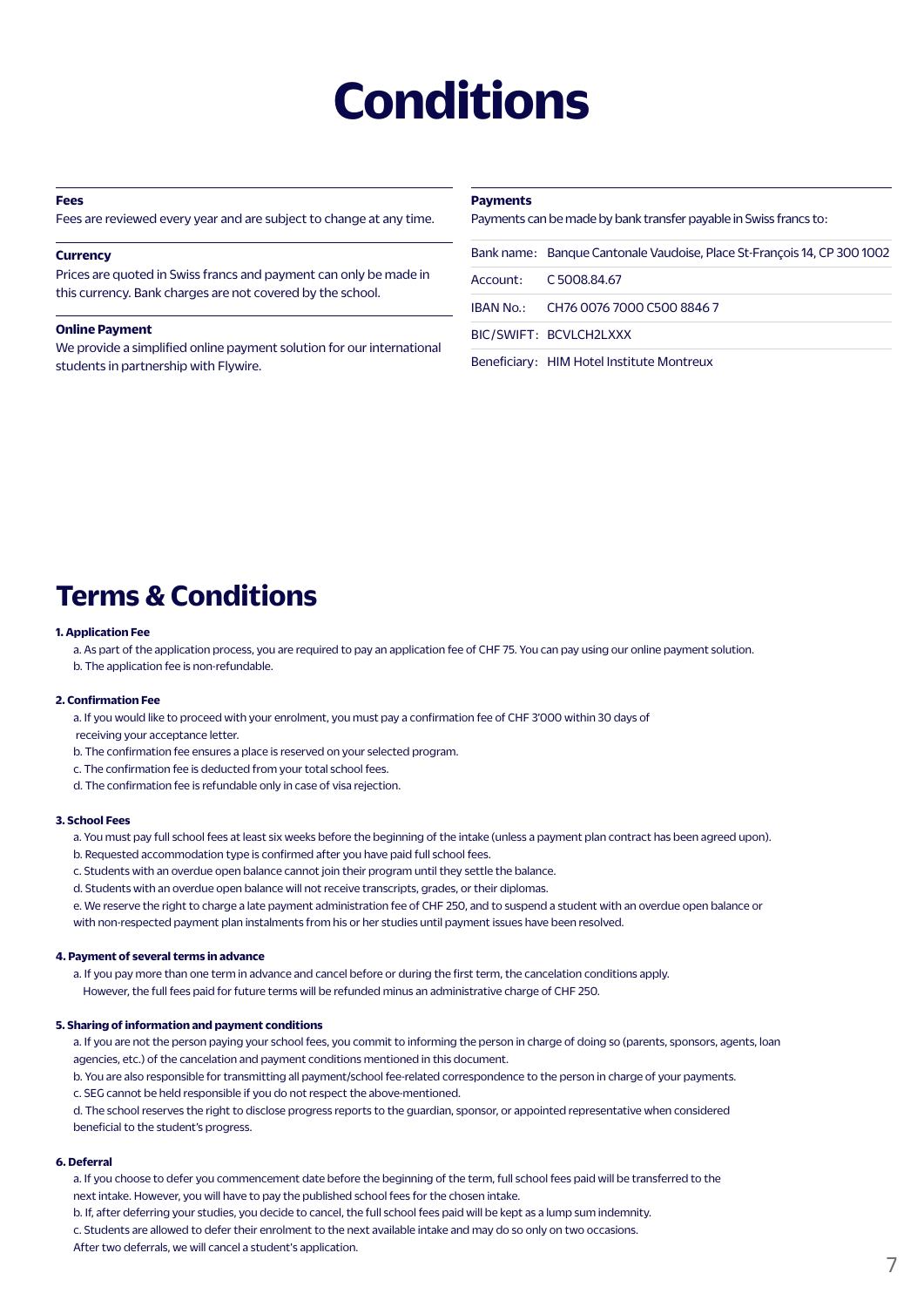# Conditions

### Fees

Fees are reviewed every year and are subject to change at any time.

### Currency

Prices are quoted in Swiss francs and payment can only be made in this currency. Bank charges are not covered by the school.

### Online Payment

We provide a simplified online payment solution for our international students in partnership with Flywire.

### Payments

Payments can be made by bank transfer payable in Swiss francs to:

| | |
|---|---|
| Bank name: | Banque Cantonale Vaudoise, Place St-François 14, CP 300 1002 |
| Account: | C 5008.84.67 |
| IBAN No.: | CH76 0076 7000 C500 8846 7 |
| BIC/SWIFT: | BCVLCH2LXXX |
| Beneficiary: | HIM Hotel Institute Montreux |

## Terms & Conditions

**1. Application Fee**

a. As part of the application process, you are required to pay an application fee of CHF 75. You can pay using our online payment solution.
b. The application fee is non-refundable.

**2. Confirmation Fee**

a. If you would like to proceed with your enrolment, you must pay a confirmation fee of CHF 3'000 within 30 days of receiving your acceptance letter.
b. The confirmation fee ensures a place is reserved on your selected program.
c. The confirmation fee is deducted from your total school fees.
d. The confirmation fee is refundable only in case of visa rejection.

**3. School Fees**

a. You must pay full school fees at least six weeks before the beginning of the intake (unless a payment plan contract has been agreed upon).
b. Requested accommodation type is confirmed after you have paid full school fees.
c. Students with an overdue open balance cannot join their program until they settle the balance.
d. Students with an overdue open balance will not receive transcripts, grades, or their diplomas.
e. We reserve the right to charge a late payment administration fee of CHF 250, and to suspend a student with an overdue open balance or with non-respected payment plan instalments from his or her studies until payment issues have been resolved.

**4. Payment of several terms in advance**

a. If you pay more than one term in advance and cancel before or during the first term, the cancelation conditions apply. However, the full fees paid for future terms will be refunded minus an administrative charge of CHF 250.

**5. Sharing of information and payment conditions**

a. If you are not the person paying your school fees, you commit to informing the person in charge of doing so (parents, sponsors, agents, loan agencies, etc.) of the cancelation and payment conditions mentioned in this document.
b. You are also responsible for transmitting all payment/school fee-related correspondence to the person in charge of your payments.
c. SEG cannot be held responsible if you do not respect the above-mentioned.
d. The school reserves the right to disclose progress reports to the guardian, sponsor, or appointed representative when considered beneficial to the student's progress.

**6. Deferral**

a. If you choose to defer you commencement date before the beginning of the term, full school fees paid will be transferred to the next intake. However, you will have to pay the published school fees for the chosen intake.
b. If, after deferring your studies, you decide to cancel, the full school fees paid will be kept as a lump sum indemnity.
c. Students are allowed to defer their enrolment to the next available intake and may do so only on two occasions. After two deferrals, we will cancel a student's application.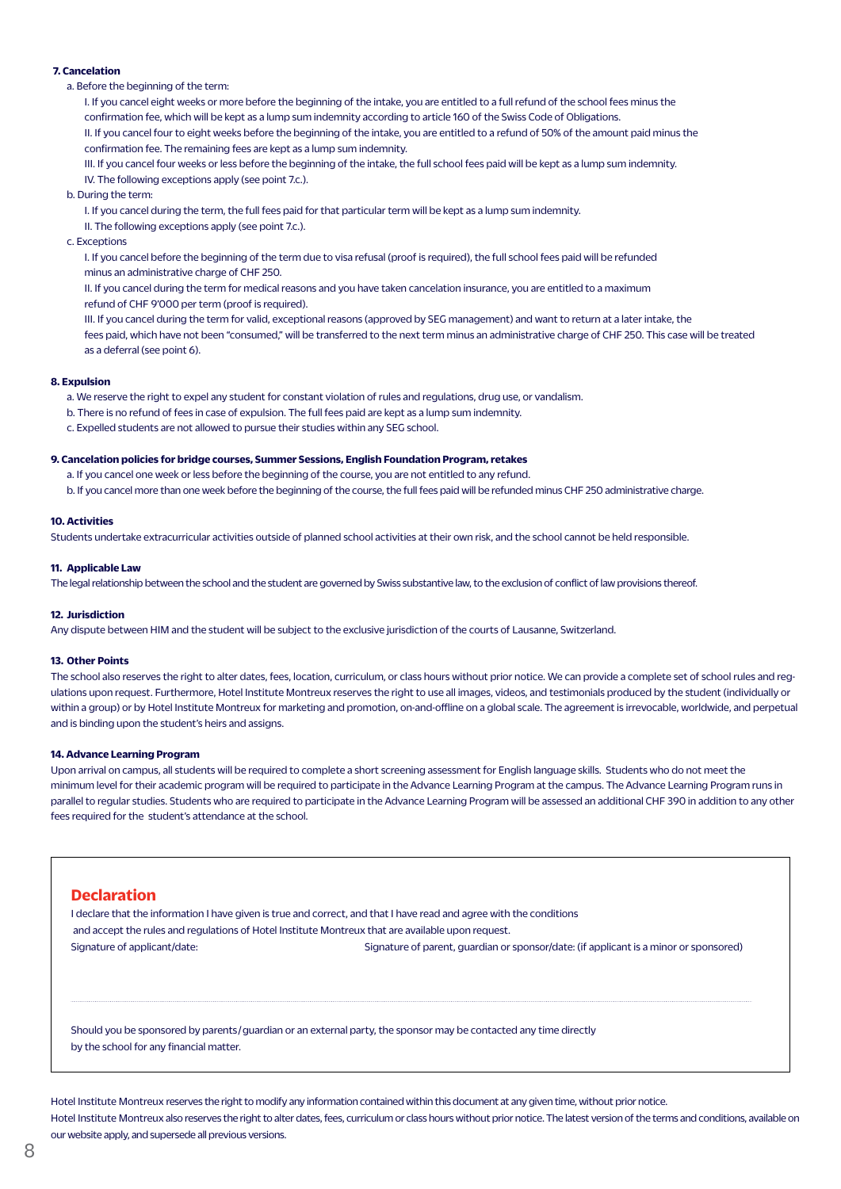**7. Cancelation**

a. Before the beginning of the term:

I. If you cancel eight weeks or more before the beginning of the intake, you are entitled to a full refund of the school fees minus the confirmation fee, which will be kept as a lump sum indemnity according to article 160 of the Swiss Code of Obligations.

II. If you cancel four to eight weeks before the beginning of the intake, you are entitled to a refund of 50% of the amount paid minus the confirmation fee. The remaining fees are kept as a lump sum indemnity.

III. If you cancel four weeks or less before the beginning of the intake, the full school fees paid will be kept as a lump sum indemnity.

IV. The following exceptions apply (see point 7.c.).

b. During the term:

I. If you cancel during the term, the full fees paid for that particular term will be kept as a lump sum indemnity.

II. The following exceptions apply (see point 7.c.).

c. Exceptions

I. If you cancel before the beginning of the term due to visa refusal (proof is required), the full school fees paid will be refunded minus an administrative charge of CHF 250.

II. If you cancel during the term for medical reasons and you have taken cancelation insurance, you are entitled to a maximum refund of CHF 9'000 per term (proof is required).

III. If you cancel during the term for valid, exceptional reasons (approved by SEG management) and want to return at a later intake, the fees paid, which have not been "consumed," will be transferred to the next term minus an administrative charge of CHF 250. This case will be treated as a deferral (see point 6).

**8. Expulsion**

a. We reserve the right to expel any student for constant violation of rules and regulations, drug use, or vandalism.

b. There is no refund of fees in case of expulsion. The full fees paid are kept as a lump sum indemnity.

c. Expelled students are not allowed to pursue their studies within any SEG school.

**9. Cancelation policies for bridge courses, Summer Sessions, English Foundation Program, retakes**

a. If you cancel one week or less before the beginning of the course, you are not entitled to any refund.

b. If you cancel more than one week before the beginning of the course, the full fees paid will be refunded minus CHF 250 administrative charge.

**10. Activities**

Students undertake extracurricular activities outside of planned school activities at their own risk, and the school cannot be held responsible.

**11. Applicable Law**

The legal relationship between the school and the student are governed by Swiss substantive law, to the exclusion of conflict of law provisions thereof.

**12. Jurisdiction**

Any dispute between HIM and the student will be subject to the exclusive jurisdiction of the courts of Lausanne, Switzerland.

**13. Other Points**

The school also reserves the right to alter dates, fees, location, curriculum, or class hours without prior notice. We can provide a complete set of school rules and regulations upon request. Furthermore, Hotel Institute Montreux reserves the right to use all images, videos, and testimonials produced by the student (individually or within a group) or by Hotel Institute Montreux for marketing and promotion, on-and-offline on a global scale. The agreement is irrevocable, worldwide, and perpetual and is binding upon the student's heirs and assigns.

**14. Advance Learning Program**

Upon arrival on campus, all students will be required to complete a short screening assessment for English language skills. Students who do not meet the minimum level for their academic program will be required to participate in the Advance Learning Program at the campus. The Advance Learning Program runs in parallel to regular studies. Students who are required to participate in the Advance Learning Program will be assessed an additional CHF 390 in addition to any other fees required for the student's attendance at the school.

## Declaration

I declare that the information I have given is true and correct, and that I have read and agree with the conditions and accept the rules and regulations of Hotel Institute Montreux that are available upon request.

Signature of applicant/date:

Signature of parent, guardian or sponsor/date: (if applicant is a minor or sponsored)

Should you be sponsored by parents/guardian or an external party, the sponsor may be contacted any time directly by the school for any financial matter.

Hotel Institute Montreux reserves the right to modify any information contained within this document at any given time, without prior notice.

Hotel Institute Montreux also reserves the right to alter dates, fees, curriculum or class hours without prior notice. The latest version of the terms and conditions, available on our website apply, and supersede all previous versions.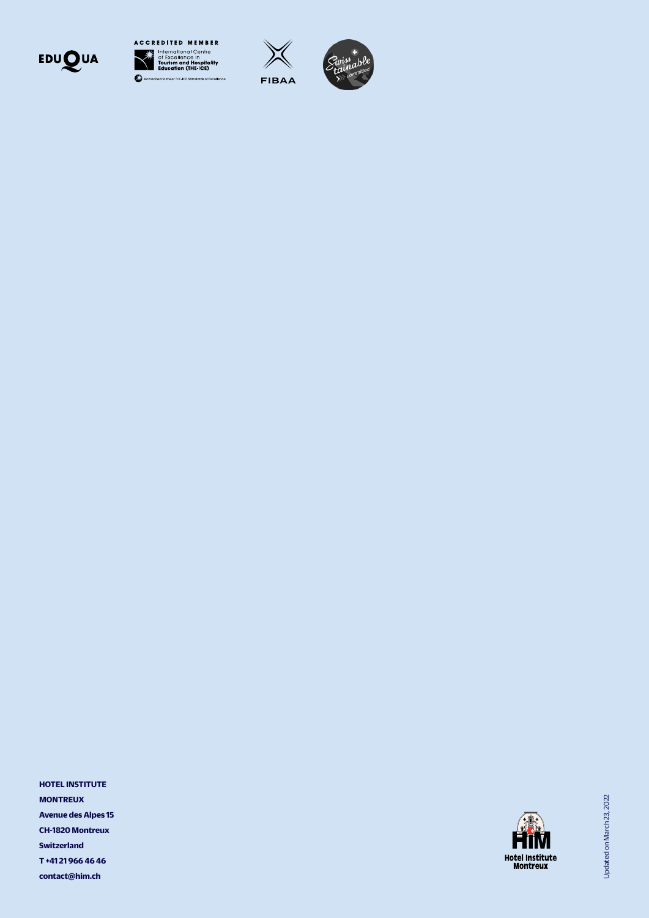EDUQUA

ACCREDITED MEMBER
International Centre of Excellence in Tourism and Hospitality Education (THE-ICE)
Accredited to meet THE-ICE Standards of Excellence

FIBAA

Swisstainable committed

**HOTEL INSTITUTE MONTREUX**
**Avenue des Alpes 15**
**CH-1820 Montreux**
**Switzerland**
**T +41 21 966 46 46**
**contact@him.ch**

HIM Hotel Institute Montreux

Updated on March 23, 2022